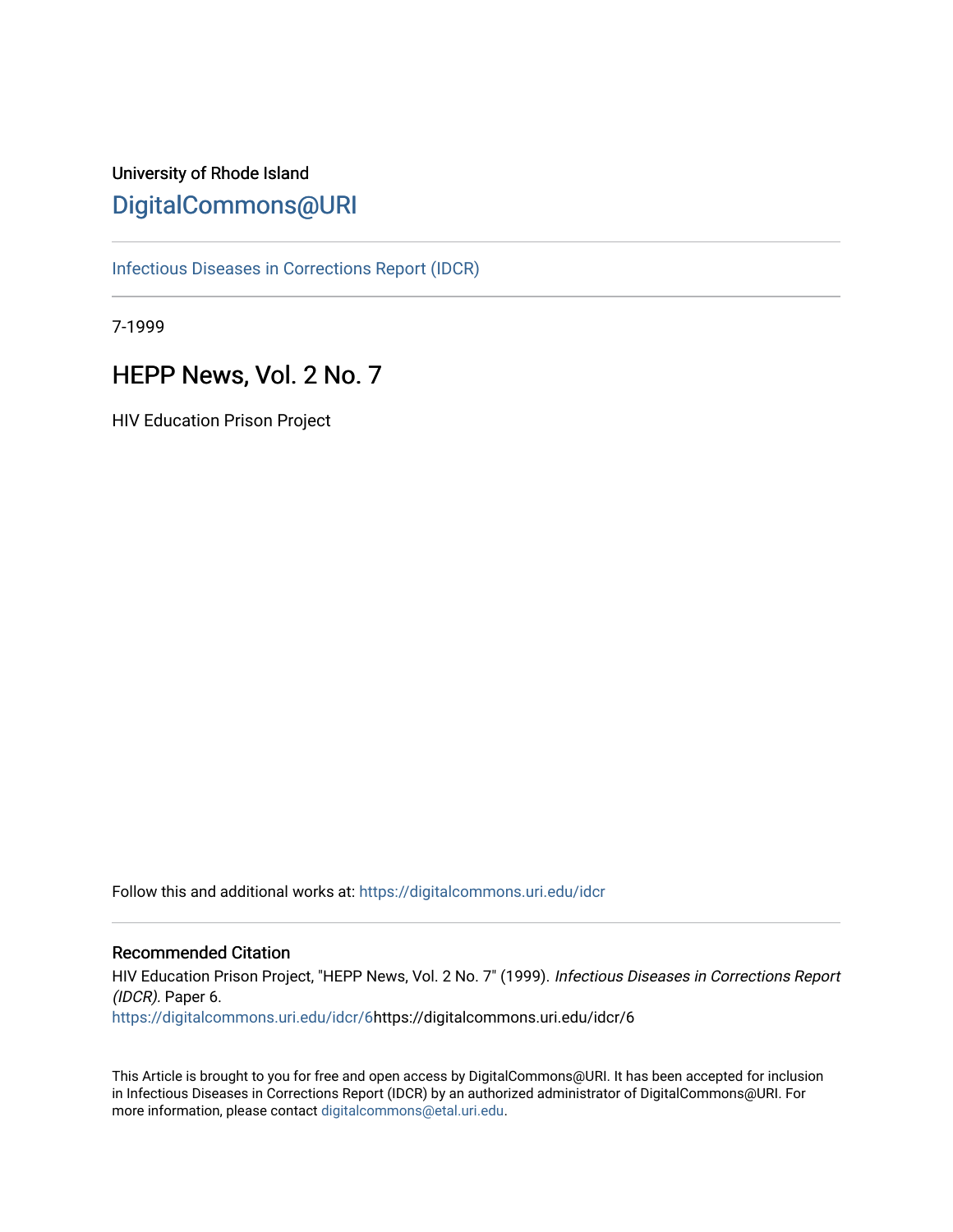University of Rhode Island

# DigitalCommons@URI

Infectious Diseases in Corrections Report (IDCR)

7-1999

## HEPP News, Vol. 2 No. 7

HIV Education Prison Project

Follow this and additional works at: https://digitalcommons.uri.edu/idcr

### Recommended Citation

HIV Education Prison Project, "HEPP News, Vol. 2 No. 7" (1999). *Infectious Diseases in Corrections Report (IDCR).* Paper 6.
https://digitalcommons.uri.edu/idcr/6https://digitalcommons.uri.edu/idcr/6

This Article is brought to you for free and open access by DigitalCommons@URI. It has been accepted for inclusion in Infectious Diseases in Corrections Report (IDCR) by an authorized administrator of DigitalCommons@URI. For more information, please contact digitalcommons@etal.uri.edu.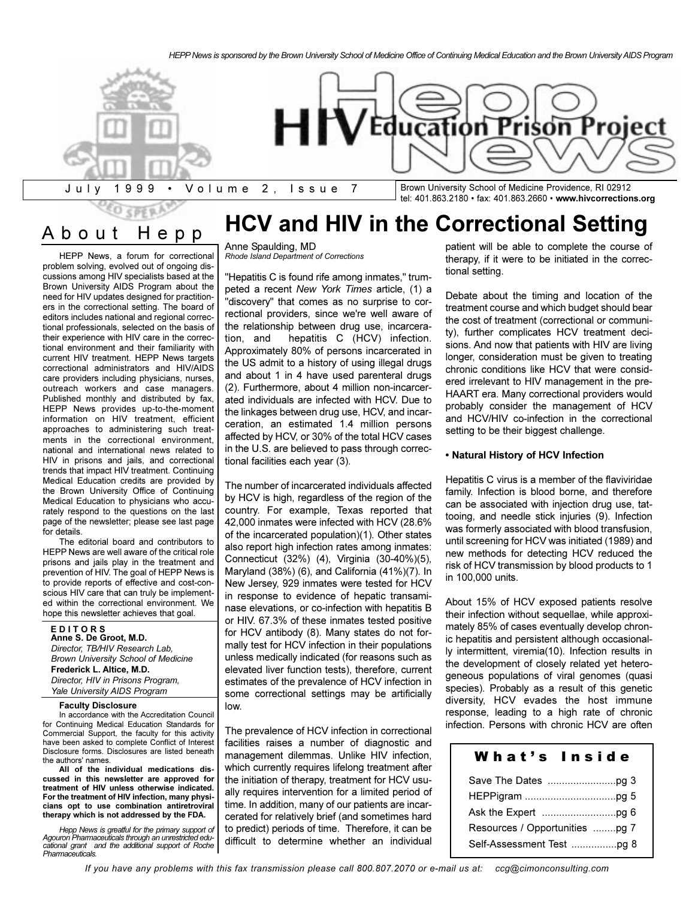HEPP News is sponsored by the Brown University School of Medicine Office of Continuing Medical Education and the Brown University AIDS Program

# HIV Education Prison Project News

July 1999 • Volume 2, Issue 7

Brown University School of Medicine Providence, RI 02912
tel: 401.863.2180 • fax: 401.863.2660 • **www.hivcorrections.org**

## About Hepp

HEPP News, a forum for correctional problem solving, evolved out of ongoing discussions among HIV specialists based at the Brown University AIDS Program about the need for HIV updates designed for practitioners in the correctional setting. The board of editors includes national and regional correctional professionals, selected on the basis of their experience with HIV care in the correctional environment and their familiarity with current HIV treatment. HEPP News targets correctional administrators and HIV/AIDS care providers including physicians, nurses, outreach workers and case managers. Published monthly and distributed by fax, HEPP News provides up-to-the-moment information on HIV treatment, efficient approaches to administering such treatments in the correctional environment, national and international news related to HIV in prisons and jails, and correctional trends that impact HIV treatment. Continuing Medical Education credits are provided by the Brown University Office of Continuing Medical Education to physicians who accurately respond to the questions on the last page of the newsletter; please see last page for details.

The editorial board and contributors to HEPP News are well aware of the critical role prisons and jails play in the treatment and prevention of HIV. The goal of HEPP News is to provide reports of effective and cost-conscious HIV care that can truly be implemented within the correctional environment. We hope this newsletter achieves that goal.

**EDITORS**

**Anne S. De Groot, M.D.**
*Director, TB/HIV Research Lab, Brown University School of Medicine*

**Frederick L. Altice, M.D.**
*Director, HIV in Prisons Program, Yale University AIDS Program*

**Faculty Disclosure**

In accordance with the Accreditation Council for Continuing Medical Education Standards for Commercial Support, the faculty for this activity have been asked to complete Conflict of Interest Disclosure forms. Disclosures are listed beneath the authors' names.

**All of the individual medications discussed in this newsletter are approved for treatment of HIV unless otherwise indicated. For the treatment of HIV infection, many physicians opt to use combination antiretroviral therapy which is not addressed by the FDA.**

*Hepp News is greatful for the primary support of Agouron Pharmaceuticals through an unrestricted educational grant and the additional support of Roche Pharmaceuticals.*

# HCV and HIV in the Correctional Setting

Anne Spaulding, MD
*Rhode Island Department of Corrections*

"Hepatitis C is found rife among inmates," trumpeted a recent *New York Times* article, (1) a "discovery" that comes as no surprise to correctional providers, since we're well aware of the relationship between drug use, incarceration, and hepatitis C (HCV) infection. Approximately 80% of persons incarcerated in the US admit to a history of using illegal drugs and about 1 in 4 have used parenteral drugs (2). Furthermore, about 4 million non-incarcerated individuals are infected with HCV. Due to the linkages between drug use, HCV, and incarceration, an estimated 1.4 million persons affected by HCV, or 30% of the total HCV cases in the U.S. are believed to pass through correctional facilities each year (3).

The number of incarcerated individuals affected by HCV is high, regardless of the region of the country. For example, Texas reported that 42,000 inmates were infected with HCV (28.6% of the incarcerated population)(1). Other states also report high infection rates among inmates: Connecticut (32%) (4), Virginia (30-40%)(5), Maryland (38%) (6), and California (41%)(7). In New Jersey, 929 inmates were tested for HCV in response to evidence of hepatic transaminase elevations, or co-infection with hepatitis B or HIV. 67.3% of these inmates tested positive for HCV antibody (8). Many states do not formally test for HCV infection in their populations unless medically indicated (for reasons such as elevated liver function tests), therefore, current estimates of the prevalence of HCV infection in some correctional settings may be artificially low.

The prevalence of HCV infection in correctional facilities raises a number of diagnostic and management dilemmas. Unlike HIV infection, which currently requires lifelong treatment after the initiation of therapy, treatment for HCV usually requires intervention for a limited period of time. In addition, many of our patients are incarcerated for relatively brief (and sometimes hard to predict) periods of time. Therefore, it can be difficult to determine whether an individual patient will be able to complete the course of therapy, if it were to be initiated in the correctional setting.

Debate about the timing and location of the treatment course and which budget should bear the cost of treatment (correctional or community), further complicates HCV treatment decisions. And now that patients with HIV are living longer, consideration must be given to treating chronic conditions like HCV that were considered irrelevant to HIV management in the pre-HAART era. Many correctional providers would probably consider the management of HCV and HCV/HIV co-infection in the correctional setting to be their biggest challenge.

**• Natural History of HCV Infection**

Hepatitis C virus is a member of the flaviviridae family. Infection is blood borne, and therefore can be associated with injection drug use, tattooing, and needle stick injuries (9). Infection was formerly associated with blood transfusion, until screening for HCV was initiated (1989) and new methods for detecting HCV reduced the risk of HCV transmission by blood products to 1 in 100,000 units.

About 15% of HCV exposed patients resolve their infection without sequellae, while approximately 85% of cases eventually develop chronic hepatitis and persistent although occasionally intermittent, viremia(10). Infection results in the development of closely related yet heterogeneous populations of viral genomes (quasi species). Probably as a result of this genetic diversity, HCV evades the host immune response, leading to a high rate of chronic infection. Persons with chronic HCV are often

**What's Inside**

| | |
|---|---|
| Save The Dates | pg 3 |
| HEPPigram | pg 5 |
| Ask the Expert | pg 6 |
| Resources / Opportunities | pg 7 |
| Self-Assessment Test | pg 8 |

*If you have any problems with this fax transmission please call 800.807.2070 or e-mail us at: ccg@cimonconsulting.com*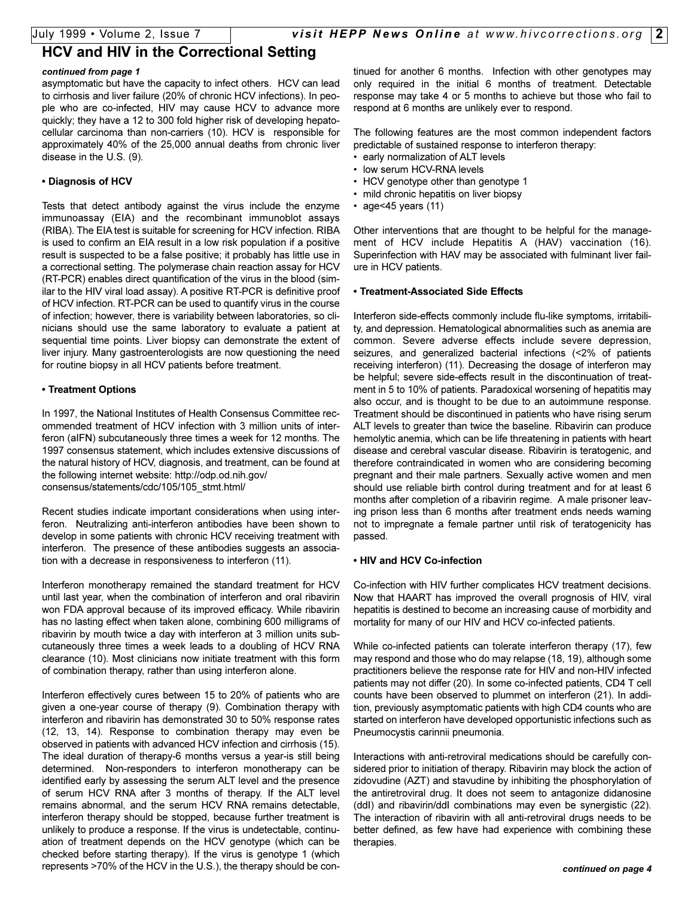## HCV and HIV in the Correctional Setting

***continued from page 1***

asymptomatic but have the capacity to infect others. HCV can lead to cirrhosis and liver failure (20% of chronic HCV infections). In people who are co-infected, HIV may cause HCV to advance more quickly; they have a 12 to 300 fold higher risk of developing hepatocellular carcinoma than non-carriers (10). HCV is responsible for approximately 40% of the 25,000 annual deaths from chronic liver disease in the U.S. (9).

**• Diagnosis of HCV**

Tests that detect antibody against the virus include the enzyme immunoassay (EIA) and the recombinant immunoblot assays (RIBA). The EIA test is suitable for screening for HCV infection. RIBA is used to confirm an EIA result in a low risk population if a positive result is suspected to be a false positive; it probably has little use in a correctional setting. The polymerase chain reaction assay for HCV (RT-PCR) enables direct quantification of the virus in the blood (similar to the HIV viral load assay). A positive RT-PCR is definitive proof of HCV infection. RT-PCR can be used to quantify virus in the course of infection; however, there is variability between laboratories, so clinicians should use the same laboratory to evaluate a patient at sequential time points. Liver biopsy can demonstrate the extent of liver injury. Many gastroenterologists are now questioning the need for routine biopsy in all HCV patients before treatment.

**• Treatment Options**

In 1997, the National Institutes of Health Consensus Committee recommended treatment of HCV infection with 3 million units of interferon (aIFN) subcutaneously three times a week for 12 months. The 1997 consensus statement, which includes extensive discussions of the natural history of HCV, diagnosis, and treatment, can be found at the following internet website: http://odp.od.nih.gov/consensus/statements/cdc/105/105_stmt.html/

Recent studies indicate important considerations when using interferon. Neutralizing anti-interferon antibodies have been shown to develop in some patients with chronic HCV receiving treatment with interferon. The presence of these antibodies suggests an association with a decrease in responsiveness to interferon (11).

Interferon monotherapy remained the standard treatment for HCV until last year, when the combination of interferon and oral ribavirin won FDA approval because of its improved efficacy. While ribavirin has no lasting effect when taken alone, combining 600 milligrams of ribavirin by mouth twice a day with interferon at 3 million units subcutaneously three times a week leads to a doubling of HCV RNA clearance (10). Most clinicians now initiate treatment with this form of combination therapy, rather than using interferon alone.

Interferon effectively cures between 15 to 20% of patients who are given a one-year course of therapy (9). Combination therapy with interferon and ribavirin has demonstrated 30 to 50% response rates (12, 13, 14). Response to combination therapy may even be observed in patients with advanced HCV infection and cirrhosis (15). The ideal duration of therapy-6 months versus a year-is still being determined. Non-responders to interferon monotherapy can be identified early by assessing the serum ALT level and the presence of serum HCV RNA after 3 months of therapy. If the ALT level remains abnormal, and the serum HCV RNA remains detectable, interferon therapy should be stopped, because further treatment is unlikely to produce a response. If the virus is undetectable, continuation of treatment depends on the HCV genotype (which can be checked before starting therapy). If the virus is genotype 1 (which represents >70% of the HCV in the U.S.), the therapy should be continued for another 6 months. Infection with other genotypes may only required in the initial 6 months of treatment. Detectable response may take 4 or 5 months to achieve but those who fail to respond at 6 months are unlikely ever to respond.

The following features are the most common independent factors predictable of sustained response to interferon therapy:

- early normalization of ALT levels
- low serum HCV-RNA levels
- HCV genotype other than genotype 1
- mild chronic hepatitis on liver biopsy
- age<45 years (11)

Other interventions that are thought to be helpful for the management of HCV include Hepatitis A (HAV) vaccination (16). Superinfection with HAV may be associated with fulminant liver failure in HCV patients.

**• Treatment-Associated Side Effects**

Interferon side-effects commonly include flu-like symptoms, irritability, and depression. Hematological abnormalities such as anemia are common. Severe adverse effects include severe depression, seizures, and generalized bacterial infections (<2% of patients receiving interferon) (11). Decreasing the dosage of interferon may be helpful; severe side-effects result in the discontinuation of treatment in 5 to 10% of patients. Paradoxical worsening of hepatitis may also occur, and is thought to be due to an autoimmune response. Treatment should be discontinued in patients who have rising serum ALT levels to greater than twice the baseline. Ribavirin can produce hemolytic anemia, which can be life threatening in patients with heart disease and cerebral vascular disease. Ribavirin is teratogenic, and therefore contraindicated in women who are considering becoming pregnant and their male partners. Sexually active women and men should use reliable birth control during treatment and for at least 6 months after completion of a ribavirin regime. A male prisoner leaving prison less than 6 months after treatment ends needs warning not to impregnate a female partner until risk of teratogenicity has passed.

**• HIV and HCV Co-infection**

Co-infection with HIV further complicates HCV treatment decisions. Now that HAART has improved the overall prognosis of HIV, viral hepatitis is destined to become an increasing cause of morbidity and mortality for many of our HIV and HCV co-infected patients.

While co-infected patients can tolerate interferon therapy (17), few may respond and those who do may relapse (18, 19), although some practitioners believe the response rate for HIV and non-HIV infected patients may not differ (20). In some co-infected patients, CD4 T cell counts have been observed to plummet on interferon (21). In addition, previously asymptomatic patients with high CD4 counts who are started on interferon have developed opportunistic infections such as Pneumocystis carinnii pneumonia.

Interactions with anti-retroviral medications should be carefully considered prior to initiation of therapy. Ribavirin may block the action of zidovudine (AZT) and stavudine by inhibiting the phosphorylation of the antiretroviral drug. It does not seem to antagonize didanosine (ddI) and ribavirin/ddI combinations may even be synergistic (22). The interaction of ribavirin with all anti-retroviral drugs needs to be better defined, as few have had experience with combining these therapies.

***continued on page 4***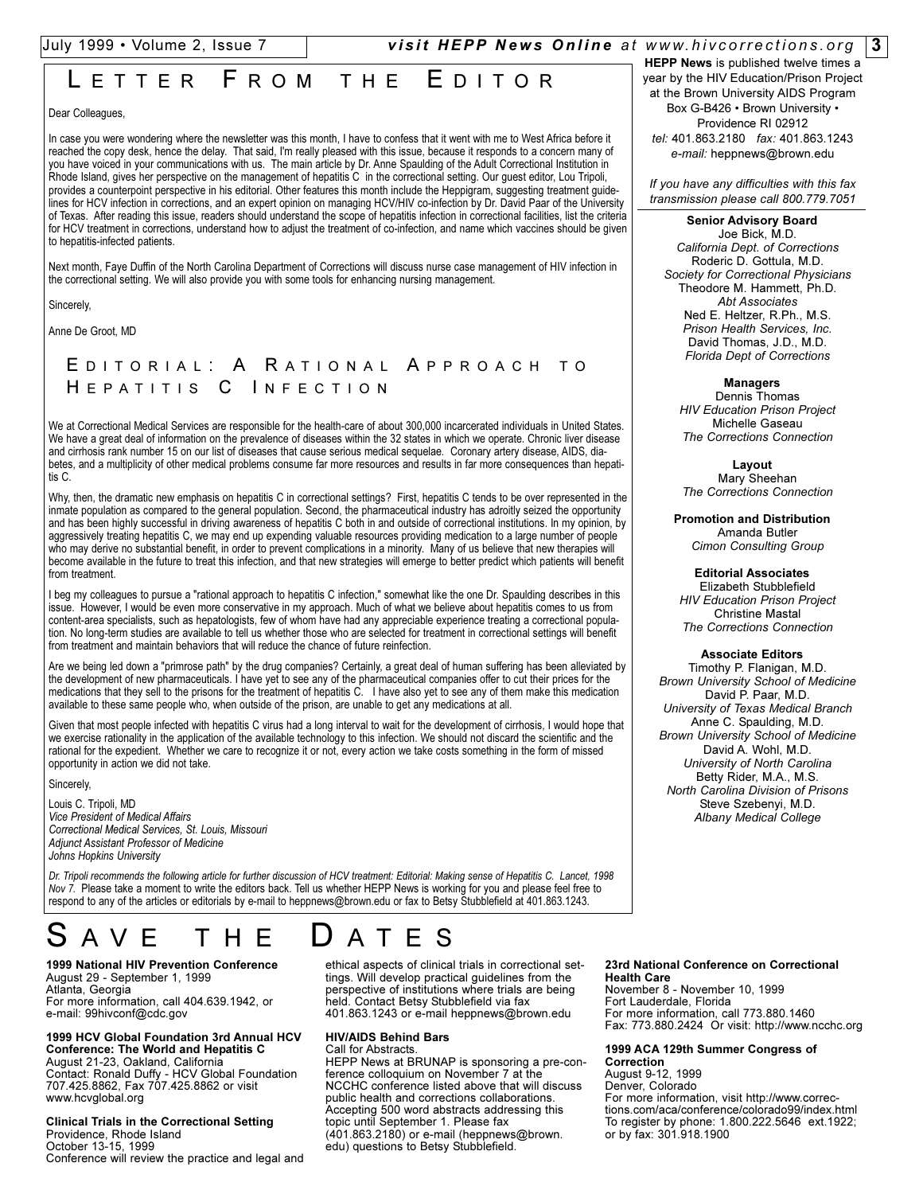## LETTER FROM THE EDITOR

Dear Colleagues,

In case you were wondering where the newsletter was this month, I have to confess that it went with me to West Africa before it reached the copy desk, hence the delay. That said, I'm really pleased with this issue, because it responds to a concern many of you have voiced in your communications with us. The main article by Dr. Anne Spaulding of the Adult Correctional Institution in Rhode Island, gives her perspective on the management of hepatitis C in the correctional setting. Our guest editor, Lou Tripoli, provides a counterpoint perspective in his editorial. Other features this month include the Heppigram, suggesting treatment guidelines for HCV infection in corrections, and an expert opinion on managing HCV/HIV co-infection by Dr. David Paar of the University of Texas. After reading this issue, readers should understand the scope of hepatitis infection in correctional facilities, list the criteria for HCV treatment in corrections, understand how to adjust the treatment of co-infection, and name which vaccines should be given to hepatitis-infected patients.

Next month, Faye Duffin of the North Carolina Department of Corrections will discuss nurse case management of HIV infection in the correctional setting. We will also provide you with some tools for enhancing nursing management.

Sincerely,

Anne De Groot, MD

## EDITORIAL: A RATIONAL APPROACH TO HEPATITIS C INFECTION

We at Correctional Medical Services are responsible for the health-care of about 300,000 incarcerated individuals in United States. We have a great deal of information on the prevalence of diseases within the 32 states in which we operate. Chronic liver disease and cirrhosis rank number 15 on our list of diseases that cause serious medical sequelae. Coronary artery disease, AIDS, diabetes, and a multiplicity of other medical problems consume far more resources and results in far more consequences than hepatitis C.

Why, then, the dramatic new emphasis on hepatitis C in correctional settings? First, hepatitis C tends to be over represented in the inmate population as compared to the general population. Second, the pharmaceutical industry has adroitly seized the opportunity and has been highly successful in driving awareness of hepatitis C both in and outside of correctional institutions. In my opinion, by aggressively treating hepatitis C, we may end up expending valuable resources providing medication to a large number of people who may derive no substantial benefit, in order to prevent complications in a minority. Many of us believe that new therapies will become available in the future to treat this infection, and that new strategies will emerge to better predict which patients will benefit from treatment.

I beg my colleagues to pursue a "rational approach to hepatitis C infection," somewhat like the one Dr. Spaulding describes in this issue. However, I would be even more conservative in my approach. Much of what we believe about hepatitis comes to us from content-area specialists, such as hepatologists, few of whom have had any appreciable experience treating a correctional population. No long-term studies are available to tell us whether those who are selected for treatment in correctional settings will benefit from treatment and maintain behaviors that will reduce the chance of future reinfection.

Are we being led down a "primrose path" by the drug companies? Certainly, a great deal of human suffering has been alleviated by the development of new pharmaceuticals. I have yet to see any of the pharmaceutical companies offer to cut their prices for the medications that they sell to the prisons for the treatment of hepatitis C. I have also yet to see any of them make this medication available to these same people who, when outside of the prison, are unable to get any medications at all.

Given that most people infected with hepatitis C virus had a long interval to wait for the development of cirrhosis, I would hope that we exercise rationality in the application of the available technology to this infection. We should not discard the scientific and the rational for the expedient. Whether we care to recognize it or not, every action we take costs something in the form of missed opportunity in action we did not take.

Sincerely,

Louis C. Tripoli, MD
*Vice President of Medical Affairs*
*Correctional Medical Services, St. Louis, Missouri*
*Adjunct Assistant Professor of Medicine*
*Johns Hopkins University*

*Dr. Tripoli recommends the following article for further discussion of HCV treatment: Editorial: Making sense of Hepatitis C. Lancet, 1998 Nov 7.* Please take a moment to write the editors back. Tell us whether HEPP News is working for you and please feel free to respond to any of the articles or editorials by e-mail to heppnews@brown.edu or fax to Betsy Stubblefield at 401.863.1243.

**HEPP News** is published twelve times a year by the HIV Education/Prison Project at the Brown University AIDS Program
Box G-B426 • Brown University • Providence RI 02912
*tel:* 401.863.2180 *fax:* 401.863.1243
*e-mail:* heppnews@brown.edu

*If you have any difficulties with this fax transmission please call 800.779.7051*

**Senior Advisory Board**
Joe Bick, M.D.
*California Dept. of Corrections*
Roderic D. Gottula, M.D.
*Society for Correctional Physicians*
Theodore M. Hammett, Ph.D.
*Abt Associates*
Ned E. Heltzer, R.Ph., M.S.
*Prison Health Services, Inc.*
David Thomas, J.D., M.D.
*Florida Dept of Corrections*

**Managers**
Dennis Thomas
*HIV Education Prison Project*
Michelle Gaseau
*The Corrections Connection*

**Layout**
Mary Sheehan
*The Corrections Connection*

**Promotion and Distribution**
Amanda Butler
*Cimon Consulting Group*

**Editorial Associates**
Elizabeth Stubblefield
*HIV Education Prison Project*
Christine Mastal
*The Corrections Connection*

**Associate Editors**
Timothy P. Flanigan, M.D.
*Brown University School of Medicine*
David P. Paar, M.D.
*University of Texas Medical Branch*
Anne C. Spaulding, M.D.
*Brown University School of Medicine*
David A. Wohl, M.D.
*University of North Carolina*
Betty Rider, M.A., M.S.
*North Carolina Division of Prisons*
Steve Szebenyi, M.D.
*Albany Medical College*

## SAVE THE DATES

**1999 National HIV Prevention Conference**
August 29 - September 1, 1999
Atlanta, Georgia
For more information, call 404.639.1942, or e-mail: 99hivconf@cdc.gov

**1999 HCV Global Foundation 3rd Annual HCV Conference: The World and Hepatitis C**
August 21-23, Oakland, California
Contact: Ronald Duffy - HCV Global Foundation 707.425.8862, Fax 707.425.8862 or visit www.hcvglobal.org

**Clinical Trials in the Correctional Setting**
Providence, Rhode Island
October 13-15, 1999
Conference will review the practice and legal and ethical aspects of clinical trials in correctional settings. Will develop practical guidelines from the perspective of institutions where trials are being held. Contact Betsy Stubblefield via fax 401.863.1243 or e-mail heppnews@brown.edu

**HIV/AIDS Behind Bars**
Call for Abstracts.
HEPP News at BRUNAP is sponsoring a pre-conference colloquium on November 7 at the NCCHC conference listed above that will discuss public health and corrections collaborations. Accepting 500 word abstracts addressing this topic until September 1. Please fax (401.863.2180) or e-mail (heppnews@brown.edu) questions to Betsy Stubblefield.

**23rd National Conference on Correctional Health Care**
November 8 - November 10, 1999
Fort Lauderdale, Florida
For more information, call 773.880.1460
Fax: 773.880.2424 Or visit: http://www.ncchc.org

**1999 ACA 129th Summer Congress of Correction**
August 9-12, 1999
Denver, Colorado
For more information, visit http://www.corrections.com/aca/conference/colorado99/index.html
To register by phone: 1.800.222.5646 ext.1922; or by fax: 301.918.1900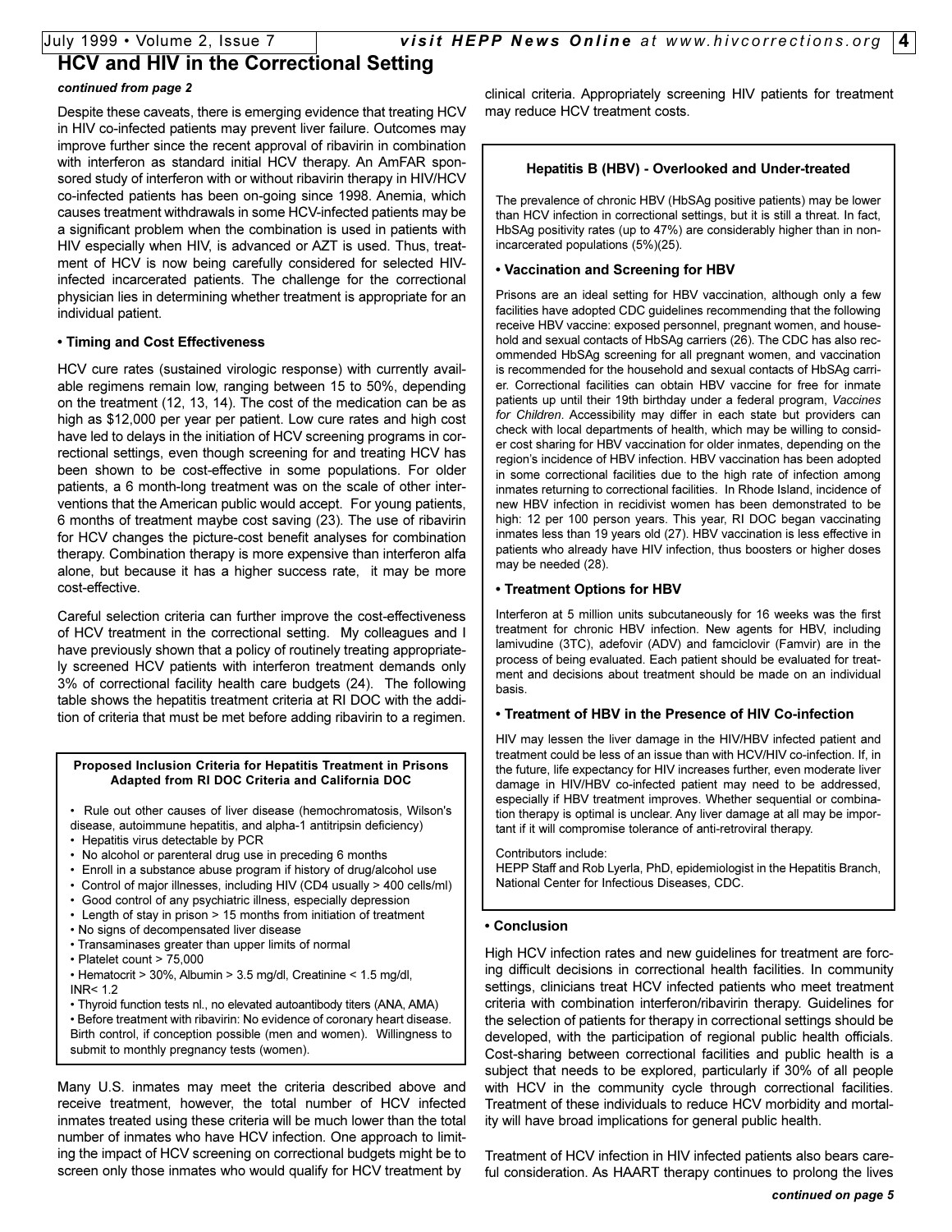## HCV and HIV in the Correctional Setting

*continued from page 2*

Despite these caveats, there is emerging evidence that treating HCV in HIV co-infected patients may prevent liver failure. Outcomes may improve further since the recent approval of ribavirin in combination with interferon as standard initial HCV therapy. An AmFAR sponsored study of interferon with or without ribavirin therapy in HIV/HCV co-infected patients has been on-going since 1998. Anemia, which causes treatment withdrawals in some HCV-infected patients may be a significant problem when the combination is used in patients with HIV especially when HIV, is advanced or AZT is used. Thus, treatment of HCV is now being carefully considered for selected HIV-infected incarcerated patients. The challenge for the correctional physician lies in determining whether treatment is appropriate for an individual patient.

**• Timing and Cost Effectiveness**

HCV cure rates (sustained virologic response) with currently available regimens remain low, ranging between 15 to 50%, depending on the treatment (12, 13, 14). The cost of the medication can be as high as $12,000 per year per patient. Low cure rates and high cost have led to delays in the initiation of HCV screening programs in correctional settings, even though screening for and treating HCV has been shown to be cost-effective in some populations. For older patients, a 6 month-long treatment was on the scale of other interventions that the American public would accept. For young patients, 6 months of treatment maybe cost saving (23). The use of ribavirin for HCV changes the picture-cost benefit analyses for combination therapy. Combination therapy is more expensive than interferon alfa alone, but because it has a higher success rate, it may be more cost-effective.

Careful selection criteria can further improve the cost-effectiveness of HCV treatment in the correctional setting. My colleagues and I have previously shown that a policy of routinely treating appropriately screened HCV patients with interferon treatment demands only 3% of correctional facility health care budgets (24). The following table shows the hepatitis treatment criteria at RI DOC with the addition of criteria that must be met before adding ribavirin to a regimen.

**Proposed Inclusion Criteria for Hepatitis Treatment in Prisons Adapted from RI DOC Criteria and California DOC**

- Rule out other causes of liver disease (hemochromatosis, Wilson's disease, autoimmune hepatitis, and alpha-1 antitripsin deficiency)
- Hepatitis virus detectable by PCR
- No alcohol or parenteral drug use in preceding 6 months
- Enroll in a substance abuse program if history of drug/alcohol use
- Control of major illnesses, including HIV (CD4 usually > 400 cells/ml)
- Good control of any psychiatric illness, especially depression
- Length of stay in prison > 15 months from initiation of treatment
- No signs of decompensated liver disease
- Transaminases greater than upper limits of normal
- Platelet count > 75,000
- Hematocrit > 30%, Albumin > 3.5 mg/dl, Creatinine < 1.5 mg/dl, INR< 1.2
- Thyroid function tests nl., no elevated autoantibody titers (ANA, AMA)
- Before treatment with ribavirin: No evidence of coronary heart disease. Birth control, if conception possible (men and women). Willingness to submit to monthly pregnancy tests (women).

Many U.S. inmates may meet the criteria described above and receive treatment, however, the total number of HCV infected inmates treated using these criteria will be much lower than the total number of inmates who have HCV infection. One approach to limiting the impact of HCV screening on correctional budgets might be to screen only those inmates who would qualify for HCV treatment by clinical criteria. Appropriately screening HIV patients for treatment may reduce HCV treatment costs.

**Hepatitis B (HBV) - Overlooked and Under-treated**

The prevalence of chronic HBV (HbSAg positive patients) may be lower than HCV infection in correctional settings, but it is still a threat. In fact, HbSAg positivity rates (up to 47%) are considerably higher than in non-incarcerated populations (5%)(25).

**• Vaccination and Screening for HBV**

Prisons are an ideal setting for HBV vaccination, although only a few facilities have adopted CDC guidelines recommending that the following receive HBV vaccine: exposed personnel, pregnant women, and household and sexual contacts of HbSAg carriers (26). The CDC has also recommended HbSAg screening for all pregnant women, and vaccination is recommended for the household and sexual contacts of HbSAg carrier. Correctional facilities can obtain HBV vaccine for free for inmate patients up until their 19th birthday under a federal program, *Vaccines for Children*. Accessibility may differ in each state but providers can check with local departments of health, which may be willing to consider cost sharing for HBV vaccination for older inmates, depending on the region's incidence of HBV infection. HBV vaccination has been adopted in some correctional facilities due to the high rate of infection among inmates returning to correctional facilities. In Rhode Island, incidence of new HBV infection in recidivist women has been demonstrated to be high: 12 per 100 person years. This year, RI DOC began vaccinating inmates less than 19 years old (27). HBV vaccination is less effective in patients who already have HIV infection, thus boosters or higher doses may be needed (28).

**• Treatment Options for HBV**

Interferon at 5 million units subcutaneously for 16 weeks was the first treatment for chronic HBV infection. New agents for HBV, including lamivudine (3TC), adefovir (ADV) and famciclovir (Famvir) are in the process of being evaluated. Each patient should be evaluated for treatment and decisions about treatment should be made on an individual basis.

**• Treatment of HBV in the Presence of HIV Co-infection**

HIV may lessen the liver damage in the HIV/HBV infected patient and treatment could be less of an issue than with HCV/HIV co-infection. If, in the future, life expectancy for HIV increases further, even moderate liver damage in HIV/HBV co-infected patient may need to be addressed, especially if HBV treatment improves. Whether sequential or combination therapy is optimal is unclear. Any liver damage at all may be important if it will compromise tolerance of anti-retroviral therapy.

Contributors include:
HEPP Staff and Rob Lyerla, PhD, epidemiologist in the Hepatitis Branch, National Center for Infectious Diseases, CDC.

**• Conclusion**

High HCV infection rates and new guidelines for treatment are forcing difficult decisions in correctional health facilities. In community settings, clinicians treat HCV infected patients who meet treatment criteria with combination interferon/ribavirin therapy. Guidelines for the selection of patients for therapy in correctional settings should be developed, with the participation of regional public health officials. Cost-sharing between correctional facilities and public health is a subject that needs to be explored, particularly if 30% of all people with HCV in the community cycle through correctional facilities. Treatment of these individuals to reduce HCV morbidity and mortality will have broad implications for general public health.

Treatment of HCV infection in HIV infected patients also bears careful consideration. As HAART therapy continues to prolong the lives

*continued on page 5*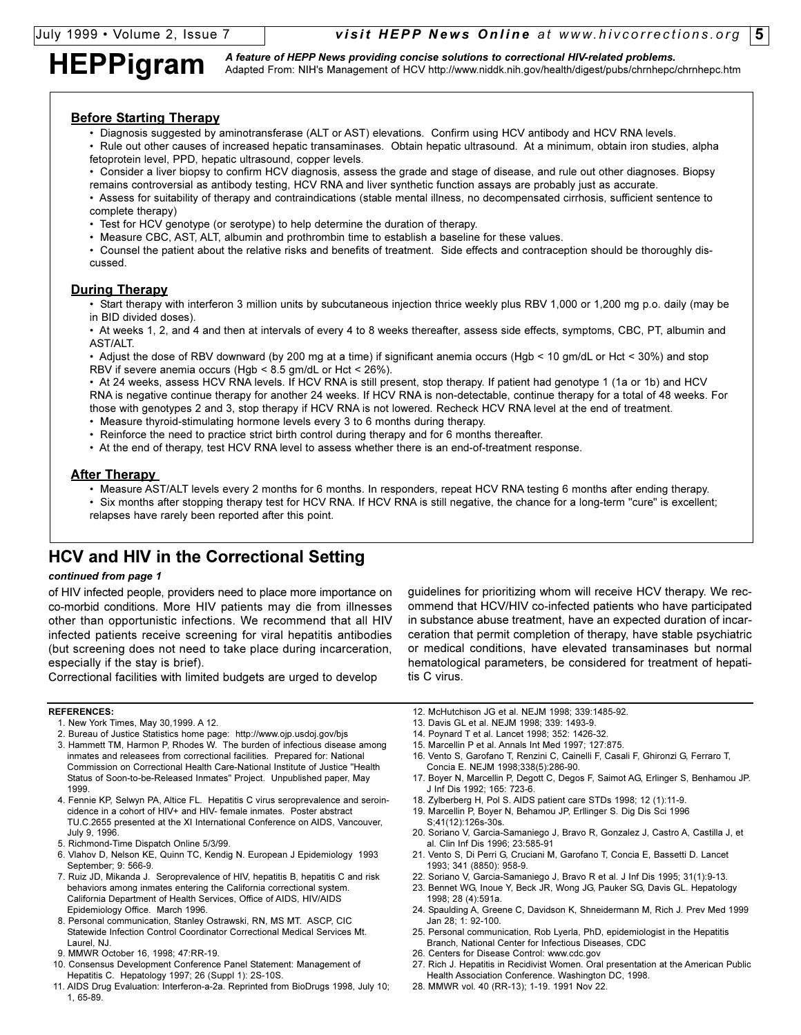# HEPPigram

***A feature of HEPP News providing concise solutions to correctional HIV-related problems.***
Adapted From: NIH's Management of HCV http://www.niddk.nih.gov/health/digest/pubs/chrnhepc/chrnhepc.htm

## Before Starting Therapy

- Diagnosis suggested by aminotransferase (ALT or AST) elevations. Confirm using HCV antibody and HCV RNA levels.
- Rule out other causes of increased hepatic transaminases. Obtain hepatic ultrasound. At a minimum, obtain iron studies, alpha fetoprotein level, PPD, hepatic ultrasound, copper levels.
- Consider a liver biopsy to confirm HCV diagnosis, assess the grade and stage of disease, and rule out other diagnoses. Biopsy remains controversial as antibody testing, HCV RNA and liver synthetic function assays are probably just as accurate.
- Assess for suitability of therapy and contraindications (stable mental illness, no decompensated cirrhosis, sufficient sentence to complete therapy)
- Test for HCV genotype (or serotype) to help determine the duration of therapy.
- Measure CBC, AST, ALT, albumin and prothrombin time to establish a baseline for these values.
- Counsel the patient about the relative risks and benefits of treatment. Side effects and contraception should be thoroughly discussed.

## During Therapy

- Start therapy with interferon 3 million units by subcutaneous injection thrice weekly plus RBV 1,000 or 1,200 mg p.o. daily (may be in BID divided doses).
- At weeks 1, 2, and 4 and then at intervals of every 4 to 8 weeks thereafter, assess side effects, symptoms, CBC, PT, albumin and AST/ALT.
- Adjust the dose of RBV downward (by 200 mg at a time) if significant anemia occurs (Hgb < 10 gm/dL or Hct < 30%) and stop RBV if severe anemia occurs (Hgb < 8.5 gm/dL or Hct < 26%).
- At 24 weeks, assess HCV RNA levels. If HCV RNA is still present, stop therapy. If patient had genotype 1 (1a or 1b) and HCV RNA is negative continue therapy for another 24 weeks. If HCV RNA is non-detectable, continue therapy for a total of 48 weeks. For those with genotypes 2 and 3, stop therapy if HCV RNA is not lowered. Recheck HCV RNA level at the end of treatment.
- Measure thyroid-stimulating hormone levels every 3 to 6 months during therapy.
- Reinforce the need to practice strict birth control during therapy and for 6 months thereafter.
- At the end of therapy, test HCV RNA level to assess whether there is an end-of-treatment response.

## After Therapy

- Measure AST/ALT levels every 2 months for 6 months. In responders, repeat HCV RNA testing 6 months after ending therapy.
- Six months after stopping therapy test for HCV RNA. If HCV RNA is still negative, the chance for a long-term "cure" is excellent; relapses have rarely been reported after this point.

# HCV and HIV in the Correctional Setting

***continued from page 1***

of HIV infected people, providers need to place more importance on co-morbid conditions. More HIV patients may die from illnesses other than opportunistic infections. We recommend that all HIV infected patients receive screening for viral hepatitis antibodies (but screening does not need to take place during incarceration, especially if the stay is brief).

Correctional facilities with limited budgets are urged to develop guidelines for prioritizing whom will receive HCV therapy. We recommend that HCV/HIV co-infected patients who have participated in substance abuse treatment, have an expected duration of incarceration that permit completion of therapy, have stable psychiatric or medical conditions, have elevated transaminases but normal hematological parameters, be considered for treatment of hepatitis C virus.

**REFERENCES:**

1. New York Times, May 30,1999. A 12.
2. Bureau of Justice Statistics home page: http://www.ojp.usdoj.gov/bjs
3. Hammett TM, Harmon P, Rhodes W. The burden of infectious disease among inmates and releasees from correctional facilities. Prepared for: National Commission on Correctional Health Care-National Institute of Justice "Health Status of Soon-to-be-Released Inmates" Project. Unpublished paper, May 1999.
4. Fennie KP, Selwyn PA, Altice FL. Hepatitis C virus seroprevalence and seroincidence in a cohort of HIV+ and HIV- female inmates. Poster abstract TU.C.2655 presented at the XI International Conference on AIDS, Vancouver, July 9, 1996.
5. Richmond-Time Dispatch Online 5/3/99.
6. Vlahov D, Nelson KE, Quinn TC, Kendig N. European J Epidemiology 1993 September; 9: 566-9.
7. Ruiz JD, Mikanda J. Seroprevalence of HIV, hepatitis B, hepatitis C and risk behaviors among inmates entering the California correctional system. California Department of Health Services, Office of AIDS, HIV/AIDS Epidemiology Office. March 1996.
8. Personal communication, Stanley Ostrawski, RN, MS MT. ASCP, CIC Statewide Infection Control Coordinator Correctional Medical Services Mt. Laurel, NJ.
9. MMWR October 16, 1998; 47:RR-19.
10. Consensus Development Conference Panel Statement: Management of Hepatitis C. Hepatology 1997; 26 (Suppl 1): 2S-10S.
11. AIDS Drug Evaluation: Interferon-a-2a. Reprinted from BioDrugs 1998, July 10; 1, 65-89.
12. McHutchison JG et al. NEJM 1998; 339:1485-92.
13. Davis GL et al. NEJM 1998; 339: 1493-9.
14. Poynard T et al. Lancet 1998; 352: 1426-32.
15. Marcellin P et al. Annals Int Med 1997; 127:875.
16. Vento S, Garofano T, Renzini C, Cainelli F, Casali F, Ghironzi G, Ferraro T, Concia E. NEJM 1998;338(5):286-90.
17. Boyer N, Marcellin P, Degott C, Degos F, Saimot AG, Erlinger S, Benhamou JP. J Inf Dis 1992; 165: 723-6.
18. Zylberberg H, Pol S. AIDS patient care STDs 1998; 12 (1):11-9.
19. Marcellin P, Boyer N, Behamou JP, Erllinger S. Dig Dis Sci 1996 S;41(12):126s-30s.
20. Soriano V, Garcia-Samaniego J, Bravo R, Gonzalez J, Castro A, Castilla J, et al. Clin Inf Dis 1996; 23:585-91
21. Vento S, Di Perri G, Cruciani M, Garofano T, Concia E, Bassetti D. Lancet 1993; 341 (8850): 958-9.
22. Soriano V, Garcia-Samaniego J, Bravo R et al. J Inf Dis 1995; 31(1):9-13.
23. Bennet WG, Inoue Y, Beck JR, Wong JG, Pauker SG, Davis GL. Hepatology 1998; 28 (4):591a.
24. Spaulding A, Greene C, Davidson K, Shneidermann M, Rich J. Prev Med 1999 Jan 28; 1: 92-100.
25. Personal communication, Rob Lyerla, PhD, epidemiologist in the Hepatitis Branch, National Center for Infectious Diseases, CDC
26. Centers for Disease Control: www.cdc.gov
27. Rich J. Hepatitis in Recidivist Women. Oral presentation at the American Public Health Association Conference. Washington DC, 1998.
28. MMWR vol. 40 (RR-13); 1-19. 1991 Nov 22.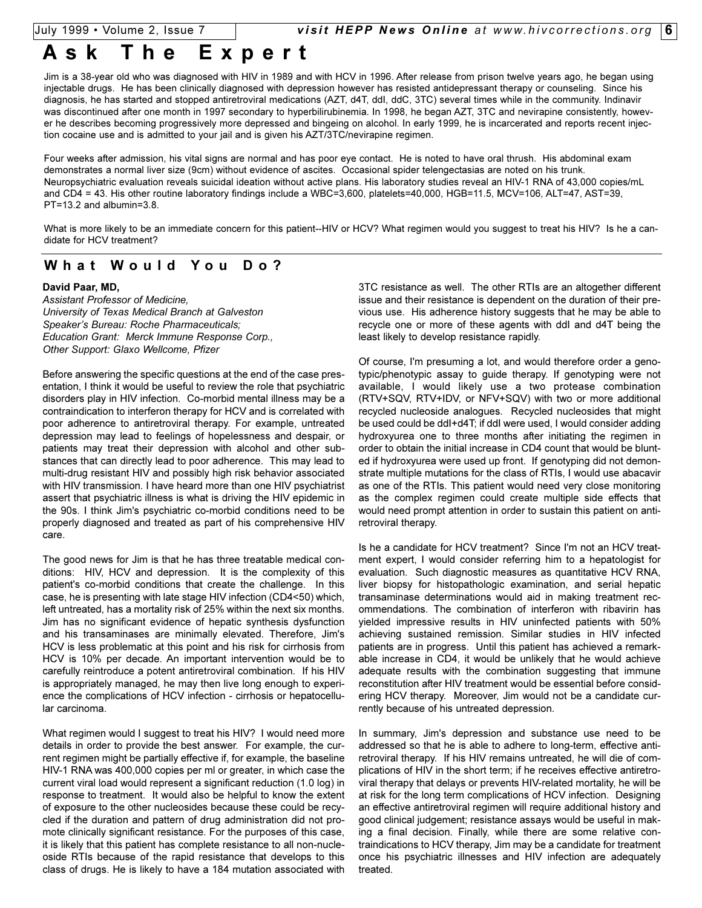# Ask The Expert

Jim is a 38-year old who was diagnosed with HIV in 1989 and with HCV in 1996. After release from prison twelve years ago, he began using injectable drugs. He has been clinically diagnosed with depression however has resisted antidepressant therapy or counseling. Since his diagnosis, he has started and stopped antiretroviral medications (AZT, d4T, ddI, ddC, 3TC) several times while in the community. Indinavir was discontinued after one month in 1997 secondary to hyperbilirubinemia. In 1998, he began AZT, 3TC and nevirapine consistently, however he describes becoming progressively more depressed and bingeing on alcohol. In early 1999, he is incarcerated and reports recent injection cocaine use and is admitted to your jail and is given his AZT/3TC/nevirapine regimen.

Four weeks after admission, his vital signs are normal and has poor eye contact. He is noted to have oral thrush. His abdominal exam demonstrates a normal liver size (9cm) without evidence of ascites. Occasional spider telengectasias are noted on his trunk. Neuropsychiatric evaluation reveals suicidal ideation without active plans. His laboratory studies reveal an HIV-1 RNA of 43,000 copies/mL and CD4 = 43. His other routine laboratory findings include a WBC=3,600, platelets=40,000, HGB=11.5, MCV=106, ALT=47, AST=39, PT=13.2 and albumin=3.8.

What is more likely to be an immediate concern for this patient--HIV or HCV? What regimen would you suggest to treat his HIV? Is he a candidate for HCV treatment?

## What Would You Do?

**David Paar, MD,**
*Assistant Professor of Medicine,*
*University of Texas Medical Branch at Galveston*
*Speaker's Bureau: Roche Pharmaceuticals;*
*Education Grant: Merck Immune Response Corp.,*
*Other Support: Glaxo Wellcome, Pfizer*

Before answering the specific questions at the end of the case presentation, I think it would be useful to review the role that psychiatric disorders play in HIV infection. Co-morbid mental illness may be a contraindication to interferon therapy for HCV and is correlated with poor adherence to antiretroviral therapy. For example, untreated depression may lead to feelings of hopelessness and despair, or patients may treat their depression with alcohol and other substances that can directly lead to poor adherence. This may lead to multi-drug resistant HIV and possibly high risk behavior associated with HIV transmission. I have heard more than one HIV psychiatrist assert that psychiatric illness is what is driving the HIV epidemic in the 90s. I think Jim's psychiatric co-morbid conditions need to be properly diagnosed and treated as part of his comprehensive HIV care.

The good news for Jim is that he has three treatable medical conditions: HIV, HCV and depression. It is the complexity of this patient's co-morbid conditions that create the challenge. In this case, he is presenting with late stage HIV infection (CD4<50) which, left untreated, has a mortality risk of 25% within the next six months. Jim has no significant evidence of hepatic synthesis dysfunction and his transaminases are minimally elevated. Therefore, Jim's HCV is less problematic at this point and his risk for cirrhosis from HCV is 10% per decade. An important intervention would be to carefully reintroduce a potent antiretroviral combination. If his HIV is appropriately managed, he may then live long enough to experience the complications of HCV infection - cirrhosis or hepatocellular carcinoma.

What regimen would I suggest to treat his HIV? I would need more details in order to provide the best answer. For example, the current regimen might be partially effective if, for example, the baseline HIV-1 RNA was 400,000 copies per ml or greater, in which case the current viral load would represent a significant reduction (1.0 log) in response to treatment. It would also be helpful to know the extent of exposure to the other nucleosides because these could be recycled if the duration and pattern of drug administration did not promote clinically significant resistance. For the purposes of this case, it is likely that this patient has complete resistance to all non-nucleoside RTIs because of the rapid resistance that develops to this class of drugs. He is likely to have a 184 mutation associated with 3TC resistance as well. The other RTIs are an altogether different issue and their resistance is dependent on the duration of their previous use. His adherence history suggests that he may be able to recycle one or more of these agents with ddI and d4T being the least likely to develop resistance rapidly.

Of course, I'm presuming a lot, and would therefore order a genotypic/phenotypic assay to guide therapy. If genotyping were not available, I would likely use a two protease combination (RTV+SQV, RTV+IDV, or NFV+SQV) with two or more additional recycled nucleoside analogues. Recycled nucleosides that might be used could be ddI+d4T; if ddI were used, I would consider adding hydroxyurea one to three months after initiating the regimen in order to obtain the initial increase in CD4 count that would be blunted if hydroxyurea were used up front. If genotyping did not demonstrate multiple mutations for the class of RTIs, I would use abacavir as one of the RTIs. This patient would need very close monitoring as the complex regimen could create multiple side effects that would need prompt attention in order to sustain this patient on antiretroviral therapy.

Is he a candidate for HCV treatment? Since I'm not an HCV treatment expert, I would consider referring him to a hepatologist for evaluation. Such diagnostic measures as quantitative HCV RNA, liver biopsy for histopathologic examination, and serial hepatic transaminase determinations would aid in making treatment recommendations. The combination of interferon with ribavirin has yielded impressive results in HIV uninfected patients with 50% achieving sustained remission. Similar studies in HIV infected patients are in progress. Until this patient has achieved a remarkable increase in CD4, it would be unlikely that he would achieve adequate results with the combination suggesting that immune reconstitution after HIV treatment would be essential before considering HCV therapy. Moreover, Jim would not be a candidate currently because of his untreated depression.

In summary, Jim's depression and substance use need to be addressed so that he is able to adhere to long-term, effective antiretroviral therapy. If his HIV remains untreated, he will die of complications of HIV in the short term; if he receives effective antiretroviral therapy that delays or prevents HIV-related mortality, he will be at risk for the long term complications of HCV infection. Designing an effective antiretroviral regimen will require additional history and good clinical judgement; resistance assays would be useful in making a final decision. Finally, while there are some relative contraindications to HCV therapy, Jim may be a candidate for treatment once his psychiatric illnesses and HIV infection are adequately treated.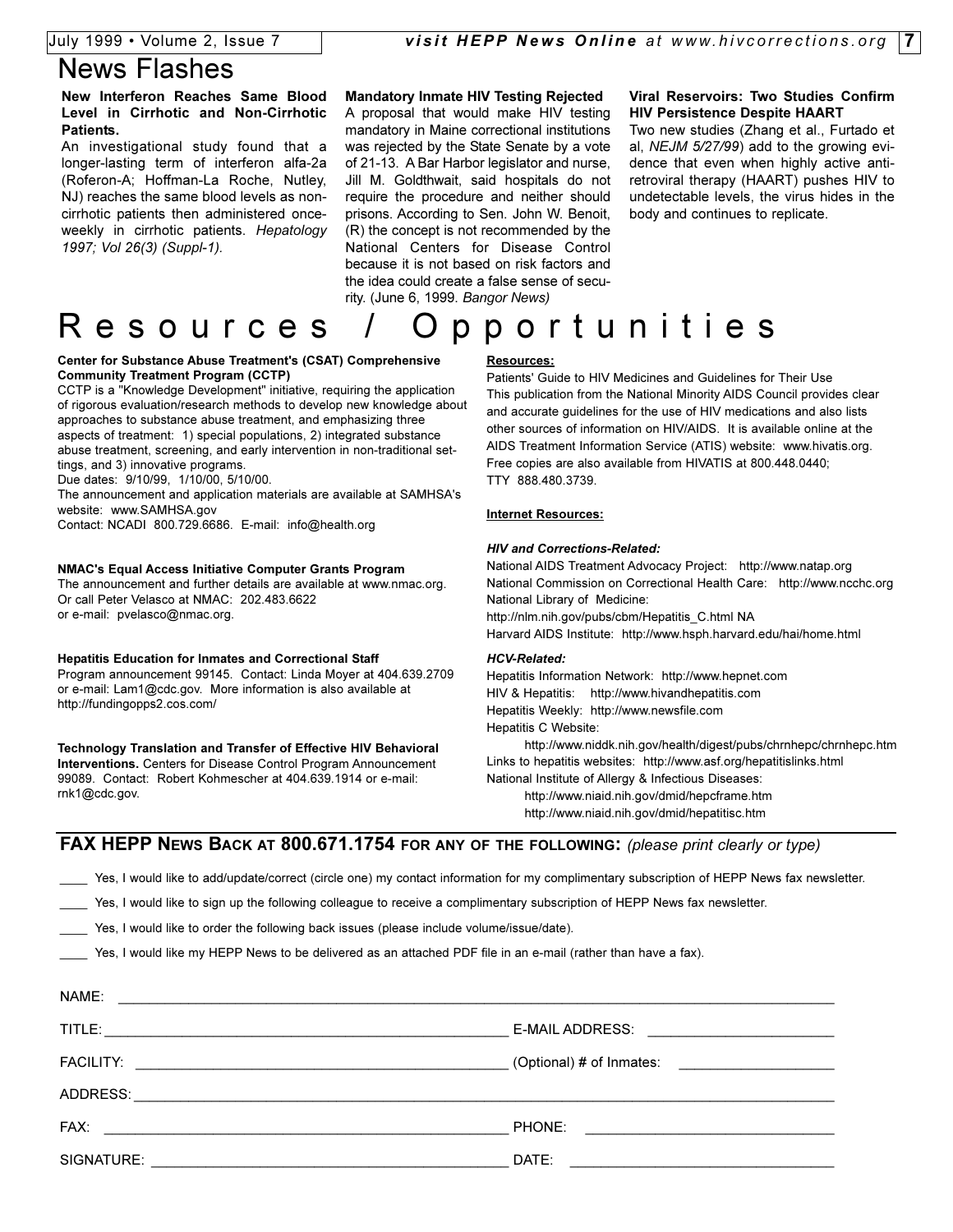# News Flashes

**New Interferon Reaches Same Blood Level in Cirrhotic and Non-Cirrhotic Patients.**

An investigational study found that a longer-lasting term of interferon alfa-2a (Roferon-A; Hoffman-La Roche, Nutley, NJ) reaches the same blood levels as non-cirrhotic patients then administered once-weekly in cirrhotic patients. *Hepatology 1997; Vol 26(3) (Suppl-1).*

**Mandatory Inmate HIV Testing Rejected**

A proposal that would make HIV testing mandatory in Maine correctional institutions was rejected by the State Senate by a vote of 21-13. A Bar Harbor legislator and nurse, Jill M. Goldthwait, said hospitals do not require the procedure and neither should prisons. According to Sen. John W. Benoit, (R) the concept is not recommended by the National Centers for Disease Control because it is not based on risk factors and the idea could create a false sense of security. (June 6, 1999. *Bangor News)*

**Viral Reservoirs: Two Studies Confirm HIV Persistence Despite HAART**

Two new studies (Zhang et al., Furtado et al, *NEJM 5/27/99*) add to the growing evidence that even when highly active antiretroviral therapy (HAART) pushes HIV to undetectable levels, the virus hides in the body and continues to replicate.

# Resources / Opportunities

**Center for Substance Abuse Treatment's (CSAT) Comprehensive Community Treatment Program (CCTP)**

CCTP is a "Knowledge Development" initiative, requiring the application of rigorous evaluation/research methods to develop new knowledge about approaches to substance abuse treatment, and emphasizing three aspects of treatment: 1) special populations, 2) integrated substance abuse treatment, screening, and early intervention in non-traditional settings, and 3) innovative programs.
Due dates: 9/10/99, 1/10/00, 5/10/00.
The announcement and application materials are available at SAMHSA's website: www.SAMHSA.gov
Contact: NCADI 800.729.6686. E-mail: info@health.org

**NMAC's Equal Access Initiative Computer Grants Program**

The announcement and further details are available at www.nmac.org.
Or call Peter Velasco at NMAC: 202.483.6622
or e-mail: pvelasco@nmac.org.

**Hepatitis Education for Inmates and Correctional Staff**

Program announcement 99145. Contact: Linda Moyer at 404.639.2709 or e-mail: Lam1@cdc.gov. More information is also available at http://fundingopps2.cos.com/

**Technology Translation and Transfer of Effective HIV Behavioral Interventions.** Centers for Disease Control Program Announcement 99089. Contact: Robert Kohmescher at 404.639.1914 or e-mail: rnk1@cdc.gov.

**Resources:**

Patients' Guide to HIV Medicines and Guidelines for Their Use
This publication from the National Minority AIDS Council provides clear and accurate guidelines for the use of HIV medications and also lists other sources of information on HIV/AIDS. It is available online at the AIDS Treatment Information Service (ATIS) website: www.hivatis.org.
Free copies are also available from HIVATIS at 800.448.0440;
TTY 888.480.3739.

**Internet Resources:**

***HIV and Corrections-Related:***

National AIDS Treatment Advocacy Project: http://www.natap.org
National Commission on Correctional Health Care: http://www.ncchc.org
National Library of Medicine:
http://nlm.nih.gov/pubs/cbm/Hepatitis_C.html NA
Harvard AIDS Institute: http://www.hsph.harvard.edu/hai/home.html

***HCV-Related:***

Hepatitis Information Network: http://www.hepnet.com
HIV & Hepatitis: http://www.hivandhepatitis.com
Hepatitis Weekly: http://www.newsfile.com
Hepatitis C Website:
http://www.niddk.nih.gov/health/digest/pubs/chrnhepc/chrnhepc.htm
Links to hepatitis websites: http://www.asf.org/hepatitislinks.html
National Institute of Allergy & Infectious Diseases:
http://www.niaid.nih.gov/dmid/hepcframe.htm
http://www.niaid.nih.gov/dmid/hepatitisc.htm

## FAX HEPP News Back at 800.671.1754 for any of the following: *(please print clearly or type)*

____ Yes, I would like to add/update/correct (circle one) my contact information for my complimentary subscription of HEPP News fax newsletter.

____ Yes, I would like to sign up the following colleague to receive a complimentary subscription of HEPP News fax newsletter.

____ Yes, I would like to order the following back issues (please include volume/issue/date).

____ Yes, I would like my HEPP News to be delivered as an attached PDF file in an e-mail (rather than have a fax).

NAME: ____________________________________________

TITLE: ______________________ E-MAIL ADDRESS: ______________________

FACILITY: ______________________ (Optional) # of Inmates: ______________________

ADDRESS: ____________________________________________

FAX: ______________________ PHONE: ______________________

SIGNATURE: ______________________ DATE: ______________________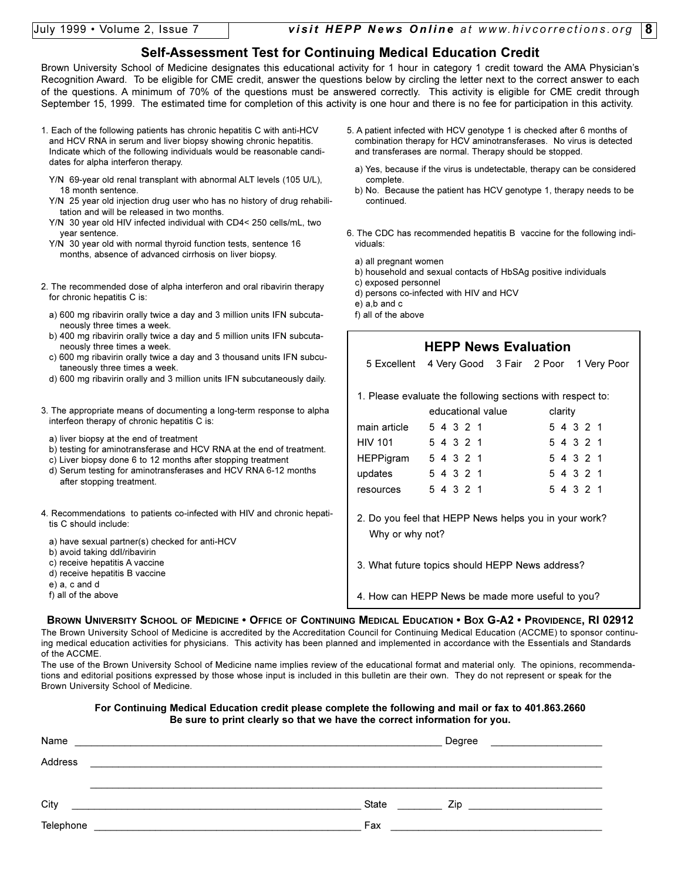## Self-Assessment Test for Continuing Medical Education Credit

Brown University School of Medicine designates this educational activity for 1 hour in category 1 credit toward the AMA Physician's Recognition Award. To be eligible for CME credit, answer the questions below by circling the letter next to the correct answer to each of the questions. A minimum of 70% of the questions must be answered correctly. This activity is eligible for CME credit through September 15, 1999. The estimated time for completion of this activity is one hour and there is no fee for participation in this activity.

1. Each of the following patients has chronic hepatitis C with anti-HCV and HCV RNA in serum and liver biopsy showing chronic hepatitis. Indicate which of the following individuals would be reasonable candidates for alpha interferon therapy.

   Y/N 69-year old renal transplant with abnormal ALT levels (105 U/L), 18 month sentence.
   Y/N 25 year old injection drug user who has no history of drug rehabilitation and will be released in two months.
   Y/N 30 year old HIV infected individual with CD4< 250 cells/mL, two year sentence.
   Y/N 30 year old with normal thyroid function tests, sentence 16 months, absence of advanced cirrhosis on liver biopsy.

2. The recommended dose of alpha interferon and oral ribavirin therapy for chronic hepatitis C is:

   a) 600 mg ribavirin orally twice a day and 3 million units IFN subcutaneously three times a week.
   b) 400 mg ribavirin orally twice a day and 5 million units IFN subcutaneously three times a week.
   c) 600 mg ribavirin orally twice a day and 3 thousand units IFN subcutaneously three times a week.
   d) 600 mg ribavirin orally and 3 million units IFN subcutaneously daily.

3. The appropriate means of documenting a long-term response to alpha interfeon therapy of chronic hepatitis C is:

   a) liver biopsy at the end of treatment
   b) testing for aminotransferase and HCV RNA at the end of treatment.
   c) Liver biopsy done 6 to 12 months after stopping treatment
   d) Serum testing for aminotransferases and HCV RNA 6-12 months after stopping treatment.

4. Recommendations to patients co-infected with HIV and chronic hepatitis C should include:

   a) have sexual partner(s) checked for anti-HCV
   b) avoid taking ddI/ribavirin
   c) receive hepatitis A vaccine
   d) receive hepatitis B vaccine
   e) a, c and d
   f) all of the above

5. A patient infected with HCV genotype 1 is checked after 6 months of combination therapy for HCV aminotransferases. No virus is detected and transferases are normal. Therapy should be stopped.

   a) Yes, because if the virus is undetectable, therapy can be considered complete.
   b) No. Because the patient has HCV genotype 1, therapy needs to be continued.

6. The CDC has recommended hepatitis B vaccine for the following individuals:

   a) all pregnant women
   b) household and sexual contacts of HbSAg positive individuals
   c) exposed personnel
   d) persons co-infected with HIV and HCV
   e) a,b and c
   f) all of the above

### HEPP News Evaluation

5 Excellent  4 Very Good  3 Fair  2 Poor  1 Very Poor

1. Please evaluate the following sections with respect to:

| | educational value | clarity |
|---|---|---|
| main article | 5 4 3 2 1 | 5 4 3 2 1 |
| HIV 101 | 5 4 3 2 1 | 5 4 3 2 1 |
| HEPPigram | 5 4 3 2 1 | 5 4 3 2 1 |
| updates | 5 4 3 2 1 | 5 4 3 2 1 |
| resources | 5 4 3 2 1 | 5 4 3 2 1 |

2. Do you feel that HEPP News helps you in your work? Why or why not?

3. What future topics should HEPP News address?

4. How can HEPP News be made more useful to you?

**Brown University School of Medicine • Office of Continuing Medical Education • Box G-A2 • Providence, RI 02912**

The Brown University School of Medicine is accredited by the Accreditation Council for Continuing Medical Education (ACCME) to sponsor continuing medical education activities for physicians. This activity has been planned and implemented in accordance with the Essentials and Standards of the ACCME.

The use of the Brown University School of Medicine name implies review of the educational format and material only. The opinions, recommendations and editorial positions expressed by those whose input is included in this bulletin are their own. They do not represent or speak for the Brown University School of Medicine.

**For Continuing Medical Education credit please complete the following and mail or fax to 401.863.2660**
**Be sure to print clearly so that we have the correct information for you.**

Name ______________________________ Degree ______________

Address ______________________________

______________________________

City ______________________ State ________ Zip ______________

Telephone ______________________ Fax ______________________